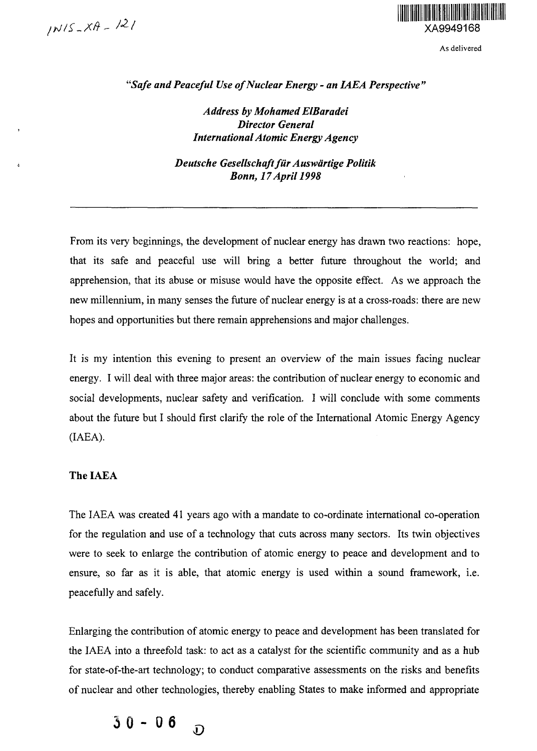As delivered

*"Safe and Peaceful Use of Nuclear Energy - an IAEA Perspective"*

*Address by Mohamed ElBaradei*
*Director General*
*International Atomic Energy Agency*

*Deutsche Gesellschaft für Auswärtige Politik*
*Bonn, 17 April 1998*

---

From its very beginnings, the development of nuclear energy has drawn two reactions: hope, that its safe and peaceful use will bring a better future throughout the world; and apprehension, that its abuse or misuse would have the opposite effect. As we approach the new millennium, in many senses the future of nuclear energy is at a cross-roads: there are new hopes and opportunities but there remain apprehensions and major challenges.

It is my intention this evening to present an overview of the main issues facing nuclear energy. I will deal with three major areas: the contribution of nuclear energy to economic and social developments, nuclear safety and verification. I will conclude with some comments about the future but I should first clarify the role of the International Atomic Energy Agency (IAEA).

## The IAEA

The IAEA was created 41 years ago with a mandate to co-ordinate international co-operation for the regulation and use of a technology that cuts across many sectors. Its twin objectives were to seek to enlarge the contribution of atomic energy to peace and development and to ensure, so far as it is able, that atomic energy is used within a sound framework, i.e. peacefully and safely.

Enlarging the contribution of atomic energy to peace and development has been translated for the IAEA into a threefold task: to act as a catalyst for the scientific community and as a hub for state-of-the-art technology; to conduct comparative assessments on the risks and benefits of nuclear and other technologies, thereby enabling States to make informed and appropriate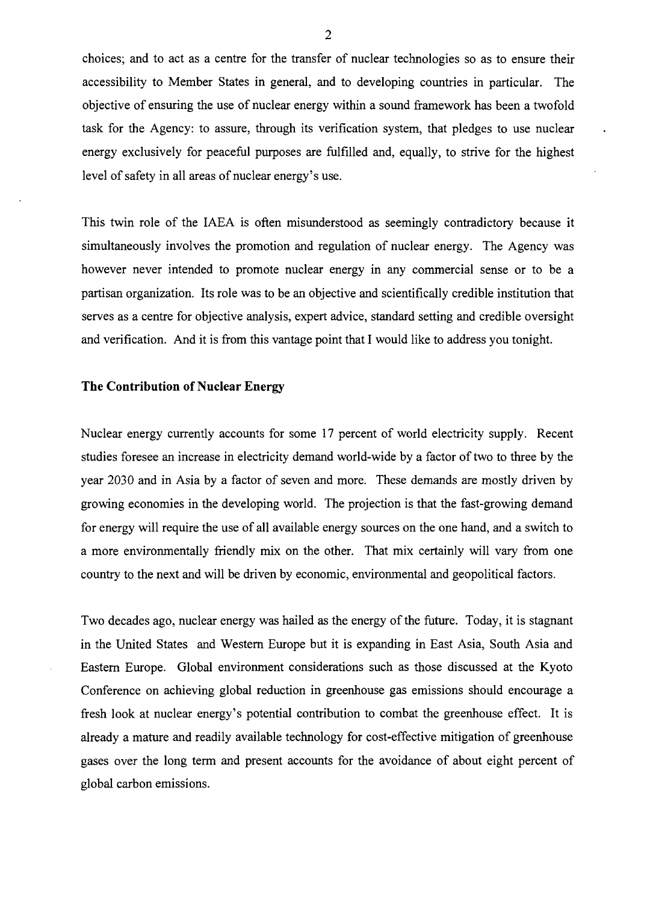choices; and to act as a centre for the transfer of nuclear technologies so as to ensure their accessibility to Member States in general, and to developing countries in particular. The objective of ensuring the use of nuclear energy within a sound framework has been a twofold task for the Agency: to assure, through its verification system, that pledges to use nuclear energy exclusively for peaceful purposes are fulfilled and, equally, to strive for the highest level of safety in all areas of nuclear energy's use.

This twin role of the IAEA is often misunderstood as seemingly contradictory because it simultaneously involves the promotion and regulation of nuclear energy. The Agency was however never intended to promote nuclear energy in any commercial sense or to be a partisan organization. Its role was to be an objective and scientifically credible institution that serves as a centre for objective analysis, expert advice, standard setting and credible oversight and verification. And it is from this vantage point that I would like to address you tonight.

## The Contribution of Nuclear Energy

Nuclear energy currently accounts for some 17 percent of world electricity supply. Recent studies foresee an increase in electricity demand world-wide by a factor of two to three by the year 2030 and in Asia by a factor of seven and more. These demands are mostly driven by growing economies in the developing world. The projection is that the fast-growing demand for energy will require the use of all available energy sources on the one hand, and a switch to a more environmentally friendly mix on the other. That mix certainly will vary from one country to the next and will be driven by economic, environmental and geopolitical factors.

Two decades ago, nuclear energy was hailed as the energy of the future. Today, it is stagnant in the United States and Western Europe but it is expanding in East Asia, South Asia and Eastern Europe. Global environment considerations such as those discussed at the Kyoto Conference on achieving global reduction in greenhouse gas emissions should encourage a fresh look at nuclear energy's potential contribution to combat the greenhouse effect. It is already a mature and readily available technology for cost-effective mitigation of greenhouse gases over the long term and present accounts for the avoidance of about eight percent of global carbon emissions.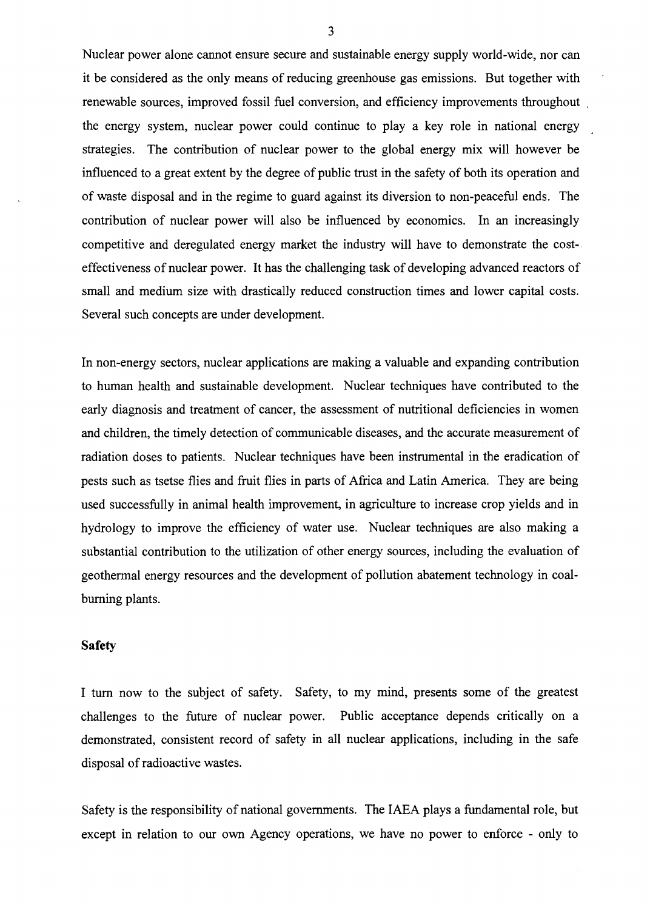Nuclear power alone cannot ensure secure and sustainable energy supply world-wide, nor can it be considered as the only means of reducing greenhouse gas emissions. But together with renewable sources, improved fossil fuel conversion, and efficiency improvements throughout the energy system, nuclear power could continue to play a key role in national energy strategies. The contribution of nuclear power to the global energy mix will however be influenced to a great extent by the degree of public trust in the safety of both its operation and of waste disposal and in the regime to guard against its diversion to non-peaceful ends. The contribution of nuclear power will also be influenced by economics. In an increasingly competitive and deregulated energy market the industry will have to demonstrate the cost-effectiveness of nuclear power. It has the challenging task of developing advanced reactors of small and medium size with drastically reduced construction times and lower capital costs. Several such concepts are under development.

In non-energy sectors, nuclear applications are making a valuable and expanding contribution to human health and sustainable development. Nuclear techniques have contributed to the early diagnosis and treatment of cancer, the assessment of nutritional deficiencies in women and children, the timely detection of communicable diseases, and the accurate measurement of radiation doses to patients. Nuclear techniques have been instrumental in the eradication of pests such as tsetse flies and fruit flies in parts of Africa and Latin America. They are being used successfully in animal health improvement, in agriculture to increase crop yields and in hydrology to improve the efficiency of water use. Nuclear techniques are also making a substantial contribution to the utilization of other energy sources, including the evaluation of geothermal energy resources and the development of pollution abatement technology in coal-burning plants.

**Safety**

I turn now to the subject of safety. Safety, to my mind, presents some of the greatest challenges to the future of nuclear power. Public acceptance depends critically on a demonstrated, consistent record of safety in all nuclear applications, including in the safe disposal of radioactive wastes.

Safety is the responsibility of national governments. The IAEA plays a fundamental role, but except in relation to our own Agency operations, we have no power to enforce - only to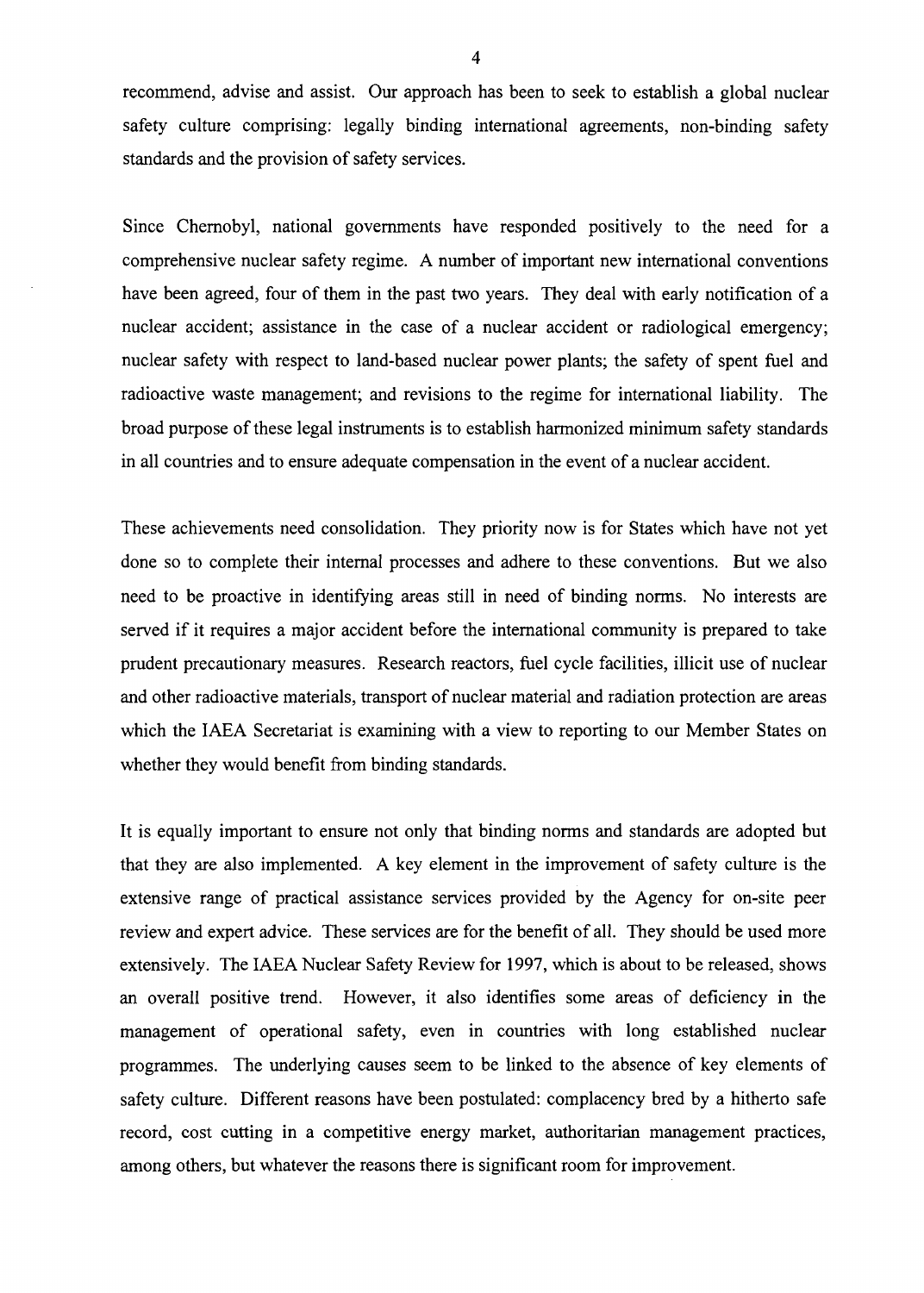recommend, advise and assist. Our approach has been to seek to establish a global nuclear safety culture comprising: legally binding international agreements, non-binding safety standards and the provision of safety services.

Since Chernobyl, national governments have responded positively to the need for a comprehensive nuclear safety regime. A number of important new international conventions have been agreed, four of them in the past two years. They deal with early notification of a nuclear accident; assistance in the case of a nuclear accident or radiological emergency; nuclear safety with respect to land-based nuclear power plants; the safety of spent fuel and radioactive waste management; and revisions to the regime for international liability. The broad purpose of these legal instruments is to establish harmonized minimum safety standards in all countries and to ensure adequate compensation in the event of a nuclear accident.

These achievements need consolidation. They priority now is for States which have not yet done so to complete their internal processes and adhere to these conventions. But we also need to be proactive in identifying areas still in need of binding norms. No interests are served if it requires a major accident before the international community is prepared to take prudent precautionary measures. Research reactors, fuel cycle facilities, illicit use of nuclear and other radioactive materials, transport of nuclear material and radiation protection are areas which the IAEA Secretariat is examining with a view to reporting to our Member States on whether they would benefit from binding standards.

It is equally important to ensure not only that binding norms and standards are adopted but that they are also implemented. A key element in the improvement of safety culture is the extensive range of practical assistance services provided by the Agency for on-site peer review and expert advice. These services are for the benefit of all. They should be used more extensively. The IAEA Nuclear Safety Review for 1997, which is about to be released, shows an overall positive trend. However, it also identifies some areas of deficiency in the management of operational safety, even in countries with long established nuclear programmes. The underlying causes seem to be linked to the absence of key elements of safety culture. Different reasons have been postulated: complacency bred by a hitherto safe record, cost cutting in a competitive energy market, authoritarian management practices, among others, but whatever the reasons there is significant room for improvement.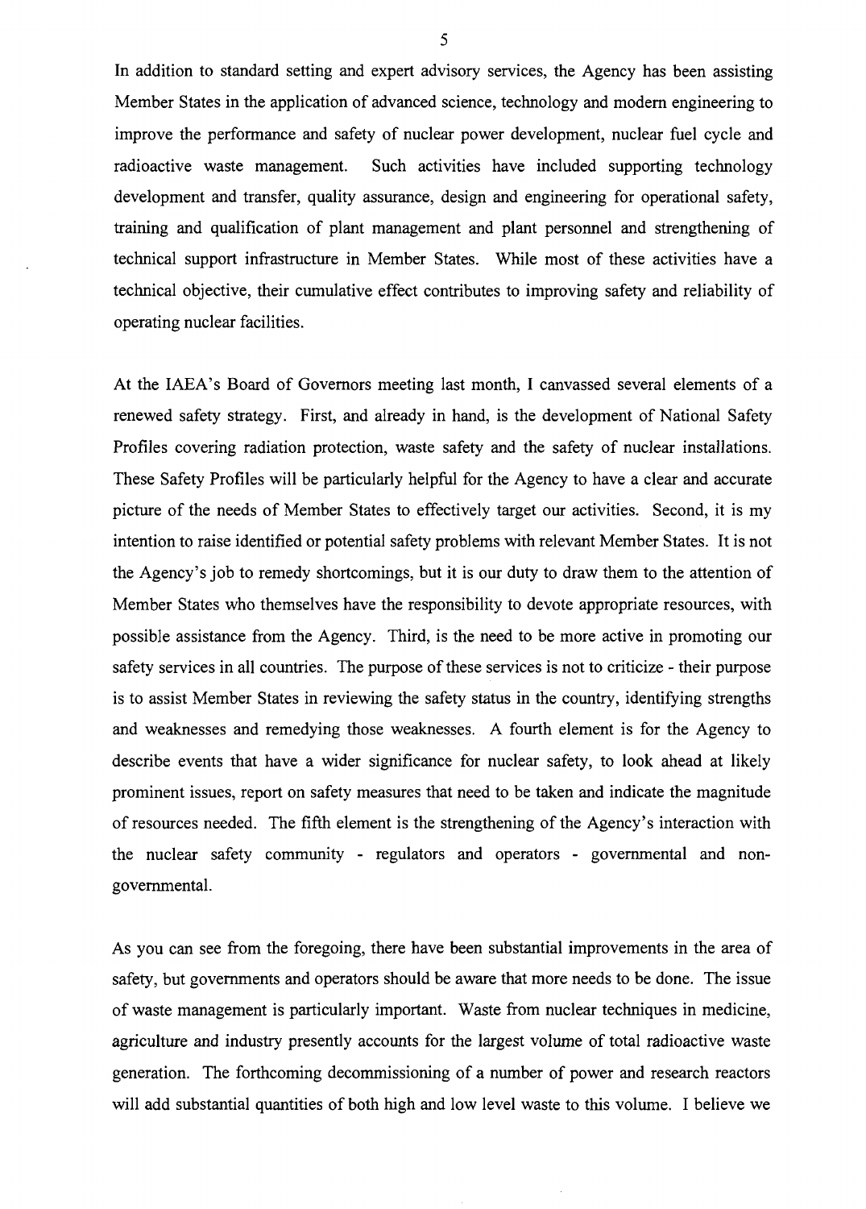In addition to standard setting and expert advisory services, the Agency has been assisting Member States in the application of advanced science, technology and modern engineering to improve the performance and safety of nuclear power development, nuclear fuel cycle and radioactive waste management. Such activities have included supporting technology development and transfer, quality assurance, design and engineering for operational safety, training and qualification of plant management and plant personnel and strengthening of technical support infrastructure in Member States. While most of these activities have a technical objective, their cumulative effect contributes to improving safety and reliability of operating nuclear facilities.

At the IAEA's Board of Governors meeting last month, I canvassed several elements of a renewed safety strategy. First, and already in hand, is the development of National Safety Profiles covering radiation protection, waste safety and the safety of nuclear installations. These Safety Profiles will be particularly helpful for the Agency to have a clear and accurate picture of the needs of Member States to effectively target our activities. Second, it is my intention to raise identified or potential safety problems with relevant Member States. It is not the Agency's job to remedy shortcomings, but it is our duty to draw them to the attention of Member States who themselves have the responsibility to devote appropriate resources, with possible assistance from the Agency. Third, is the need to be more active in promoting our safety services in all countries. The purpose of these services is not to criticize - their purpose is to assist Member States in reviewing the safety status in the country, identifying strengths and weaknesses and remedying those weaknesses. A fourth element is for the Agency to describe events that have a wider significance for nuclear safety, to look ahead at likely prominent issues, report on safety measures that need to be taken and indicate the magnitude of resources needed. The fifth element is the strengthening of the Agency's interaction with the nuclear safety community - regulators and operators - governmental and non-governmental.

As you can see from the foregoing, there have been substantial improvements in the area of safety, but governments and operators should be aware that more needs to be done. The issue of waste management is particularly important. Waste from nuclear techniques in medicine, agriculture and industry presently accounts for the largest volume of total radioactive waste generation. The forthcoming decommissioning of a number of power and research reactors will add substantial quantities of both high and low level waste to this volume. I believe we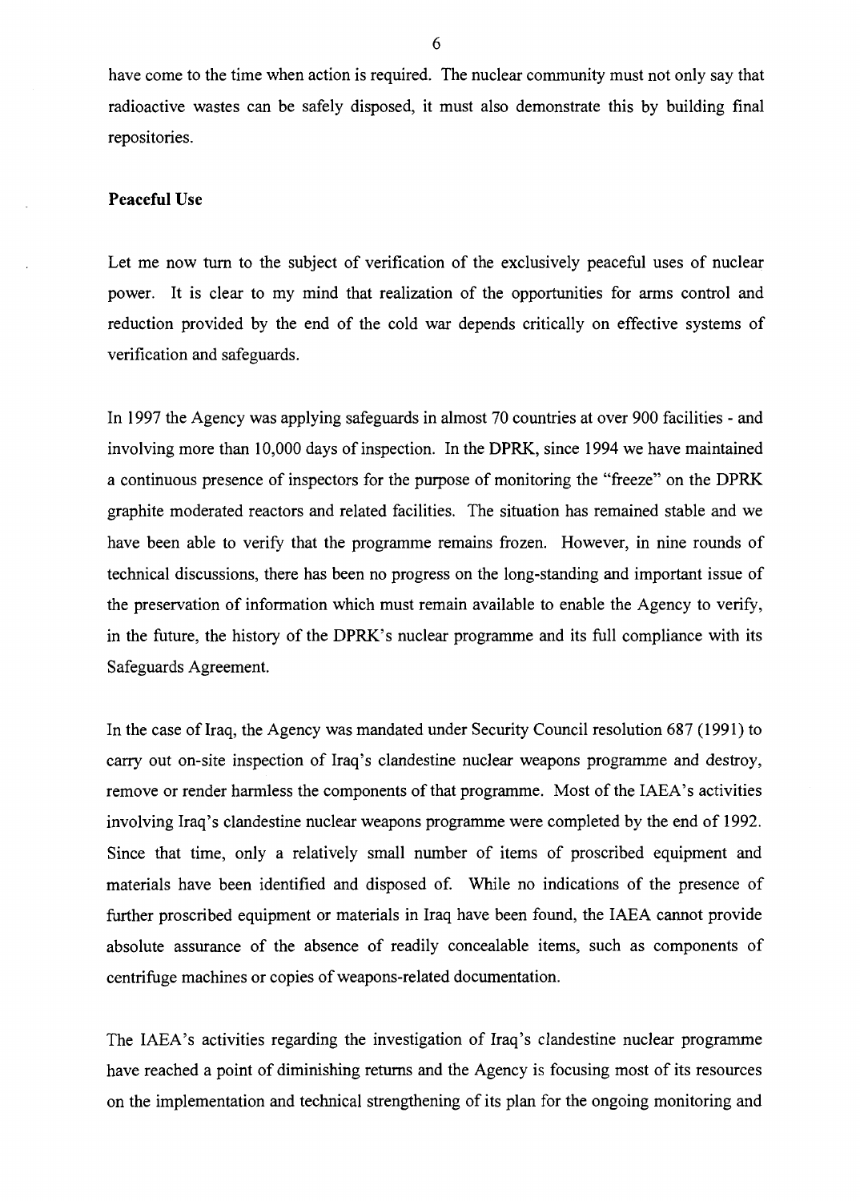have come to the time when action is required. The nuclear community must not only say that radioactive wastes can be safely disposed, it must also demonstrate this by building final repositories.

**Peaceful Use**

Let me now turn to the subject of verification of the exclusively peaceful uses of nuclear power. It is clear to my mind that realization of the opportunities for arms control and reduction provided by the end of the cold war depends critically on effective systems of verification and safeguards.

In 1997 the Agency was applying safeguards in almost 70 countries at over 900 facilities - and involving more than 10,000 days of inspection. In the DPRK, since 1994 we have maintained a continuous presence of inspectors for the purpose of monitoring the "freeze" on the DPRK graphite moderated reactors and related facilities. The situation has remained stable and we have been able to verify that the programme remains frozen. However, in nine rounds of technical discussions, there has been no progress on the long-standing and important issue of the preservation of information which must remain available to enable the Agency to verify, in the future, the history of the DPRK's nuclear programme and its full compliance with its Safeguards Agreement.

In the case of Iraq, the Agency was mandated under Security Council resolution 687 (1991) to carry out on-site inspection of Iraq's clandestine nuclear weapons programme and destroy, remove or render harmless the components of that programme. Most of the IAEA's activities involving Iraq's clandestine nuclear weapons programme were completed by the end of 1992. Since that time, only a relatively small number of items of proscribed equipment and materials have been identified and disposed of. While no indications of the presence of further proscribed equipment or materials in Iraq have been found, the IAEA cannot provide absolute assurance of the absence of readily concealable items, such as components of centrifuge machines or copies of weapons-related documentation.

The IAEA's activities regarding the investigation of Iraq's clandestine nuclear programme have reached a point of diminishing returns and the Agency is focusing most of its resources on the implementation and technical strengthening of its plan for the ongoing monitoring and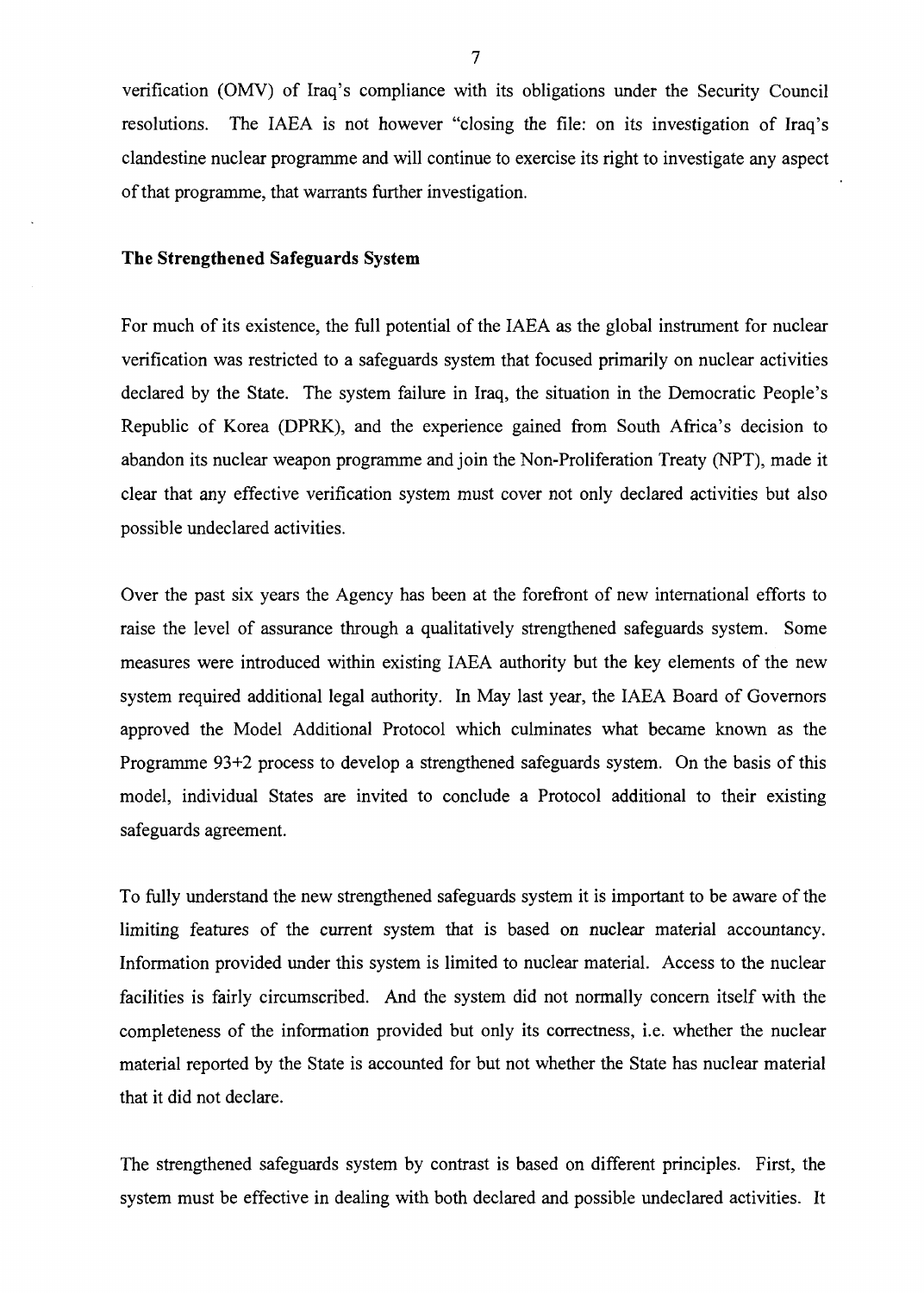verification (OMV) of Iraq's compliance with its obligations under the Security Council resolutions. The IAEA is not however "closing the file: on its investigation of Iraq's clandestine nuclear programme and will continue to exercise its right to investigate any aspect of that programme, that warrants further investigation.

**The Strengthened Safeguards System**

For much of its existence, the full potential of the IAEA as the global instrument for nuclear verification was restricted to a safeguards system that focused primarily on nuclear activities declared by the State. The system failure in Iraq, the situation in the Democratic People's Republic of Korea (DPRK), and the experience gained from South Africa's decision to abandon its nuclear weapon programme and join the Non-Proliferation Treaty (NPT), made it clear that any effective verification system must cover not only declared activities but also possible undeclared activities.

Over the past six years the Agency has been at the forefront of new international efforts to raise the level of assurance through a qualitatively strengthened safeguards system. Some measures were introduced within existing IAEA authority but the key elements of the new system required additional legal authority. In May last year, the IAEA Board of Governors approved the Model Additional Protocol which culminates what became known as the Programme 93+2 process to develop a strengthened safeguards system. On the basis of this model, individual States are invited to conclude a Protocol additional to their existing safeguards agreement.

To fully understand the new strengthened safeguards system it is important to be aware of the limiting features of the current system that is based on nuclear material accountancy. Information provided under this system is limited to nuclear material. Access to the nuclear facilities is fairly circumscribed. And the system did not normally concern itself with the completeness of the information provided but only its correctness, i.e. whether the nuclear material reported by the State is accounted for but not whether the State has nuclear material that it did not declare.

The strengthened safeguards system by contrast is based on different principles. First, the system must be effective in dealing with both declared and possible undeclared activities. It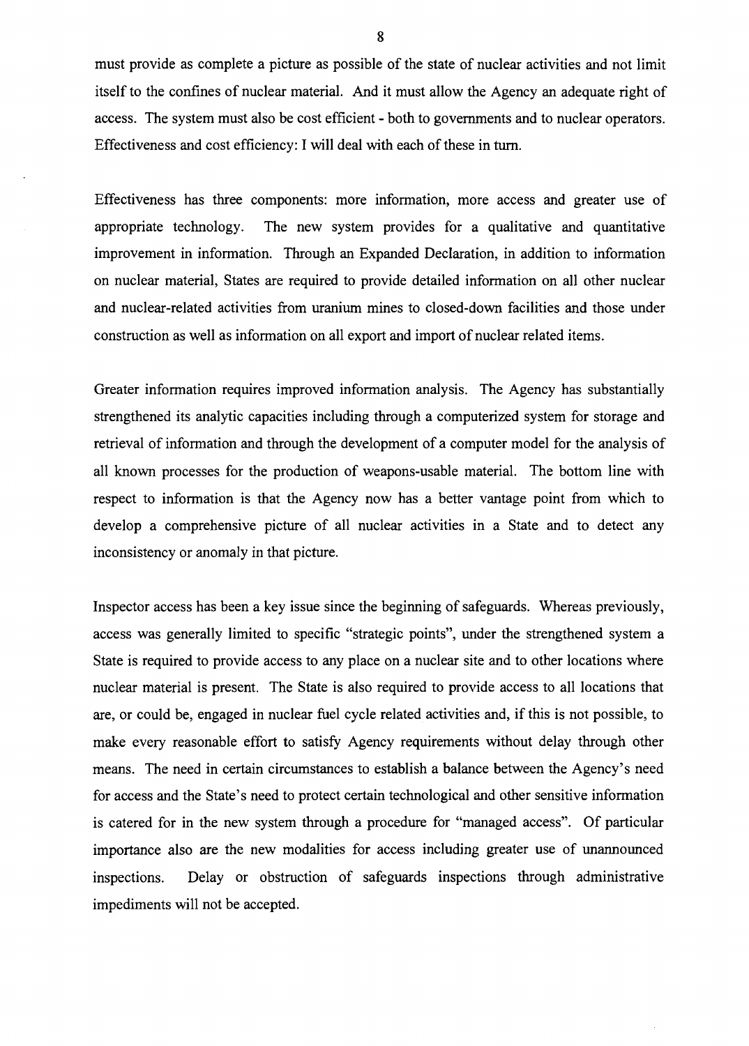must provide as complete a picture as possible of the state of nuclear activities and not limit itself to the confines of nuclear material. And it must allow the Agency an adequate right of access. The system must also be cost efficient - both to governments and to nuclear operators. Effectiveness and cost efficiency: I will deal with each of these in turn.

Effectiveness has three components: more information, more access and greater use of appropriate technology. The new system provides for a qualitative and quantitative improvement in information. Through an Expanded Declaration, in addition to information on nuclear material, States are required to provide detailed information on all other nuclear and nuclear-related activities from uranium mines to closed-down facilities and those under construction as well as information on all export and import of nuclear related items.

Greater information requires improved information analysis. The Agency has substantially strengthened its analytic capacities including through a computerized system for storage and retrieval of information and through the development of a computer model for the analysis of all known processes for the production of weapons-usable material. The bottom line with respect to information is that the Agency now has a better vantage point from which to develop a comprehensive picture of all nuclear activities in a State and to detect any inconsistency or anomaly in that picture.

Inspector access has been a key issue since the beginning of safeguards. Whereas previously, access was generally limited to specific "strategic points", under the strengthened system a State is required to provide access to any place on a nuclear site and to other locations where nuclear material is present. The State is also required to provide access to all locations that are, or could be, engaged in nuclear fuel cycle related activities and, if this is not possible, to make every reasonable effort to satisfy Agency requirements without delay through other means. The need in certain circumstances to establish a balance between the Agency's need for access and the State's need to protect certain technological and other sensitive information is catered for in the new system through a procedure for "managed access". Of particular importance also are the new modalities for access including greater use of unannounced inspections. Delay or obstruction of safeguards inspections through administrative impediments will not be accepted.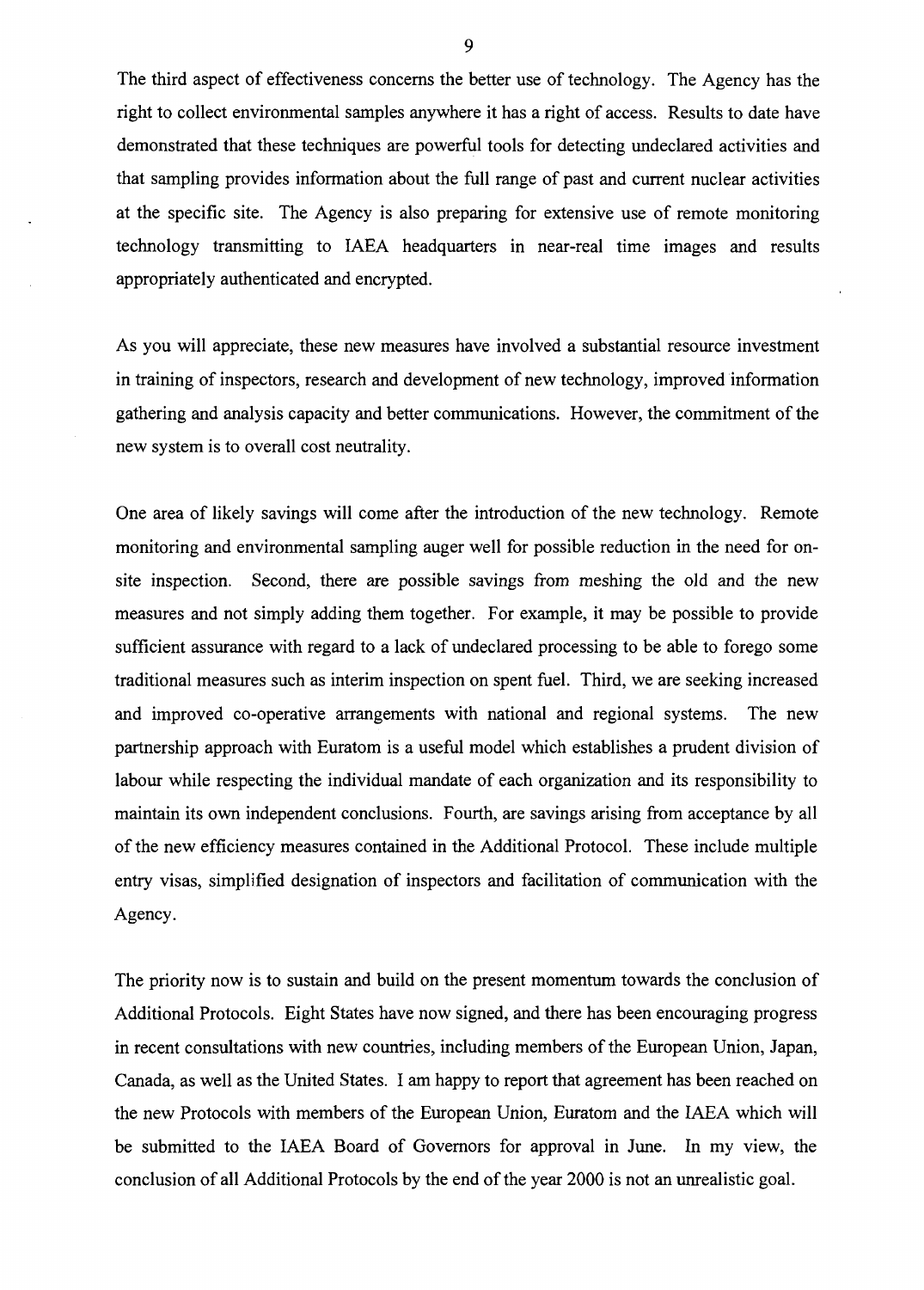The third aspect of effectiveness concerns the better use of technology. The Agency has the right to collect environmental samples anywhere it has a right of access. Results to date have demonstrated that these techniques are powerful tools for detecting undeclared activities and that sampling provides information about the full range of past and current nuclear activities at the specific site. The Agency is also preparing for extensive use of remote monitoring technology transmitting to IAEA headquarters in near-real time images and results appropriately authenticated and encrypted.

As you will appreciate, these new measures have involved a substantial resource investment in training of inspectors, research and development of new technology, improved information gathering and analysis capacity and better communications. However, the commitment of the new system is to overall cost neutrality.

One area of likely savings will come after the introduction of the new technology. Remote monitoring and environmental sampling auger well for possible reduction in the need for on-site inspection. Second, there are possible savings from meshing the old and the new measures and not simply adding them together. For example, it may be possible to provide sufficient assurance with regard to a lack of undeclared processing to be able to forego some traditional measures such as interim inspection on spent fuel. Third, we are seeking increased and improved co-operative arrangements with national and regional systems. The new partnership approach with Euratom is a useful model which establishes a prudent division of labour while respecting the individual mandate of each organization and its responsibility to maintain its own independent conclusions. Fourth, are savings arising from acceptance by all of the new efficiency measures contained in the Additional Protocol. These include multiple entry visas, simplified designation of inspectors and facilitation of communication with the Agency.

The priority now is to sustain and build on the present momentum towards the conclusion of Additional Protocols. Eight States have now signed, and there has been encouraging progress in recent consultations with new countries, including members of the European Union, Japan, Canada, as well as the United States. I am happy to report that agreement has been reached on the new Protocols with members of the European Union, Euratom and the IAEA which will be submitted to the IAEA Board of Governors for approval in June. In my view, the conclusion of all Additional Protocols by the end of the year 2000 is not an unrealistic goal.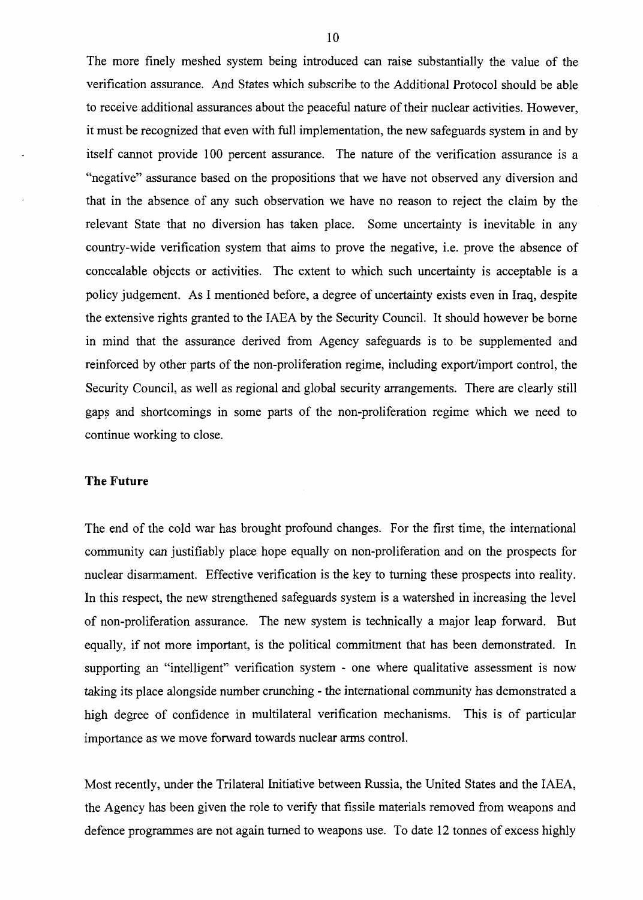The more finely meshed system being introduced can raise substantially the value of the verification assurance. And States which subscribe to the Additional Protocol should be able to receive additional assurances about the peaceful nature of their nuclear activities. However, it must be recognized that even with full implementation, the new safeguards system in and by itself cannot provide 100 percent assurance. The nature of the verification assurance is a "negative" assurance based on the propositions that we have not observed any diversion and that in the absence of any such observation we have no reason to reject the claim by the relevant State that no diversion has taken place. Some uncertainty is inevitable in any country-wide verification system that aims to prove the negative, i.e. prove the absence of concealable objects or activities. The extent to which such uncertainty is acceptable is a policy judgement. As I mentioned before, a degree of uncertainty exists even in Iraq, despite the extensive rights granted to the IAEA by the Security Council. It should however be borne in mind that the assurance derived from Agency safeguards is to be supplemented and reinforced by other parts of the non-proliferation regime, including export/import control, the Security Council, as well as regional and global security arrangements. There are clearly still gaps and shortcomings in some parts of the non-proliferation regime which we need to continue working to close.

**The Future**

The end of the cold war has brought profound changes. For the first time, the international community can justifiably place hope equally on non-proliferation and on the prospects for nuclear disarmament. Effective verification is the key to turning these prospects into reality. In this respect, the new strengthened safeguards system is a watershed in increasing the level of non-proliferation assurance. The new system is technically a major leap forward. But equally, if not more important, is the political commitment that has been demonstrated. In supporting an "intelligent" verification system - one where qualitative assessment is now taking its place alongside number crunching - the international community has demonstrated a high degree of confidence in multilateral verification mechanisms. This is of particular importance as we move forward towards nuclear arms control.

Most recently, under the Trilateral Initiative between Russia, the United States and the IAEA, the Agency has been given the role to verify that fissile materials removed from weapons and defence programmes are not again turned to weapons use. To date 12 tonnes of excess highly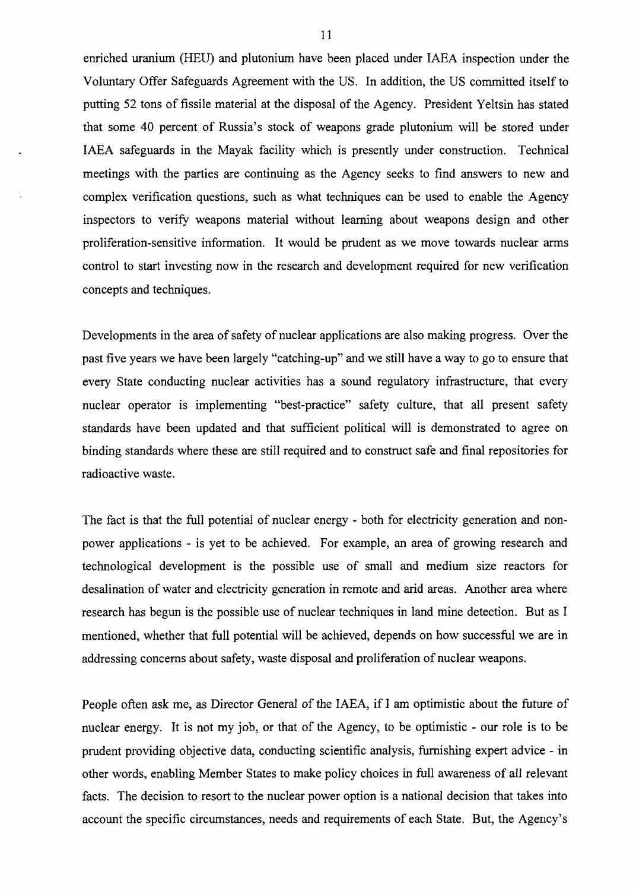enriched uranium (HEU) and plutonium have been placed under IAEA inspection under the Voluntary Offer Safeguards Agreement with the US. In addition, the US committed itself to putting 52 tons of fissile material at the disposal of the Agency. President Yeltsin has stated that some 40 percent of Russia's stock of weapons grade plutonium will be stored under IAEA safeguards in the Mayak facility which is presently under construction. Technical meetings with the parties are continuing as the Agency seeks to find answers to new and complex verification questions, such as what techniques can be used to enable the Agency inspectors to verify weapons material without learning about weapons design and other proliferation-sensitive information. It would be prudent as we move towards nuclear arms control to start investing now in the research and development required for new verification concepts and techniques.

Developments in the area of safety of nuclear applications are also making progress. Over the past five years we have been largely "catching-up" and we still have a way to go to ensure that every State conducting nuclear activities has a sound regulatory infrastructure, that every nuclear operator is implementing "best-practice" safety culture, that all present safety standards have been updated and that sufficient political will is demonstrated to agree on binding standards where these are still required and to construct safe and final repositories for radioactive waste.

The fact is that the full potential of nuclear energy - both for electricity generation and non-power applications - is yet to be achieved. For example, an area of growing research and technological development is the possible use of small and medium size reactors for desalination of water and electricity generation in remote and arid areas. Another area where research has begun is the possible use of nuclear techniques in land mine detection. But as I mentioned, whether that full potential will be achieved, depends on how successful we are in addressing concerns about safety, waste disposal and proliferation of nuclear weapons.

People often ask me, as Director General of the IAEA, if I am optimistic about the future of nuclear energy. It is not my job, or that of the Agency, to be optimistic - our role is to be prudent providing objective data, conducting scientific analysis, furnishing expert advice - in other words, enabling Member States to make policy choices in full awareness of all relevant facts. The decision to resort to the nuclear power option is a national decision that takes into account the specific circumstances, needs and requirements of each State. But, the Agency's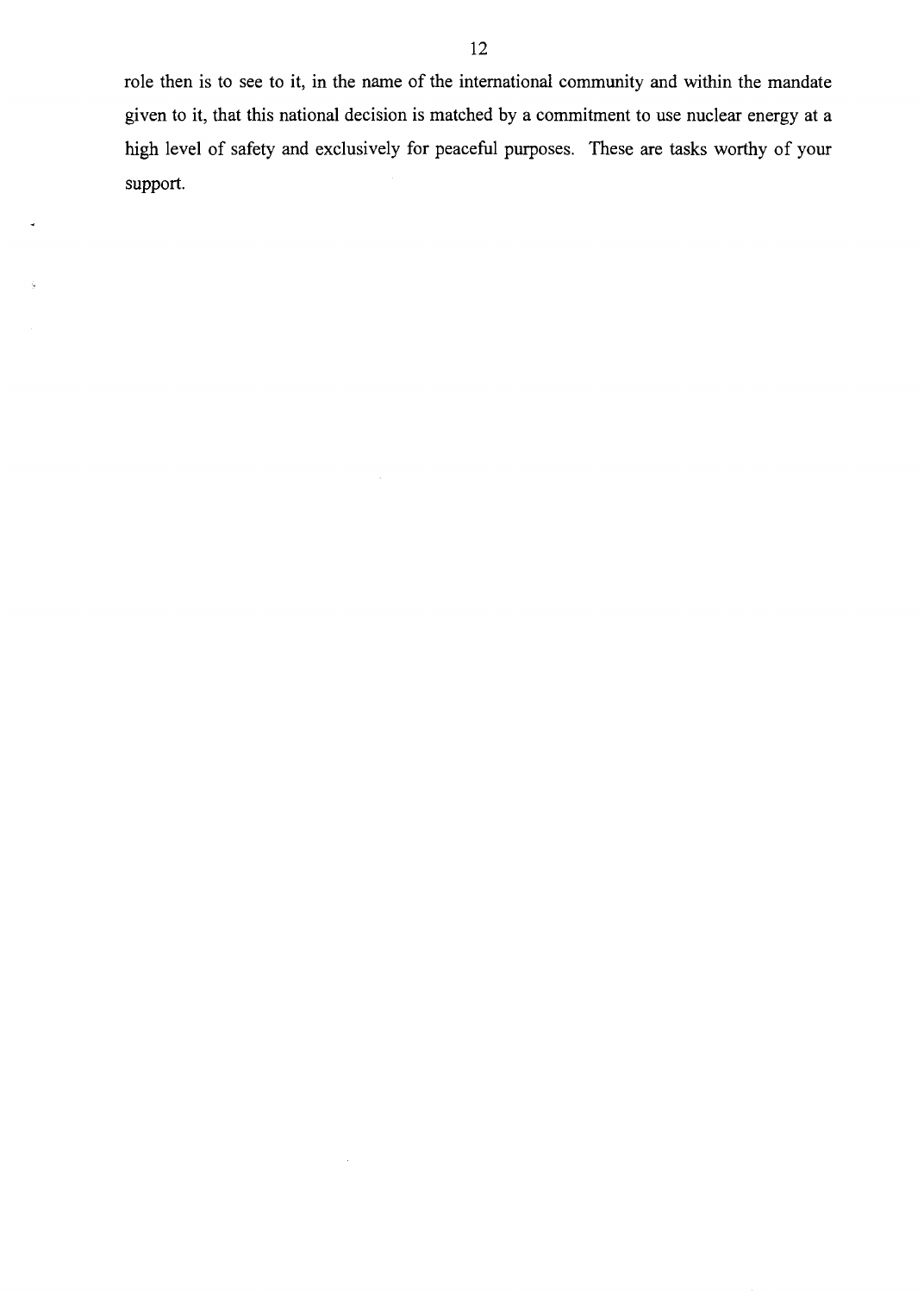role then is to see to it, in the name of the international community and within the mandate given to it, that this national decision is matched by a commitment to use nuclear energy at a high level of safety and exclusively for peaceful purposes. These are tasks worthy of your support.